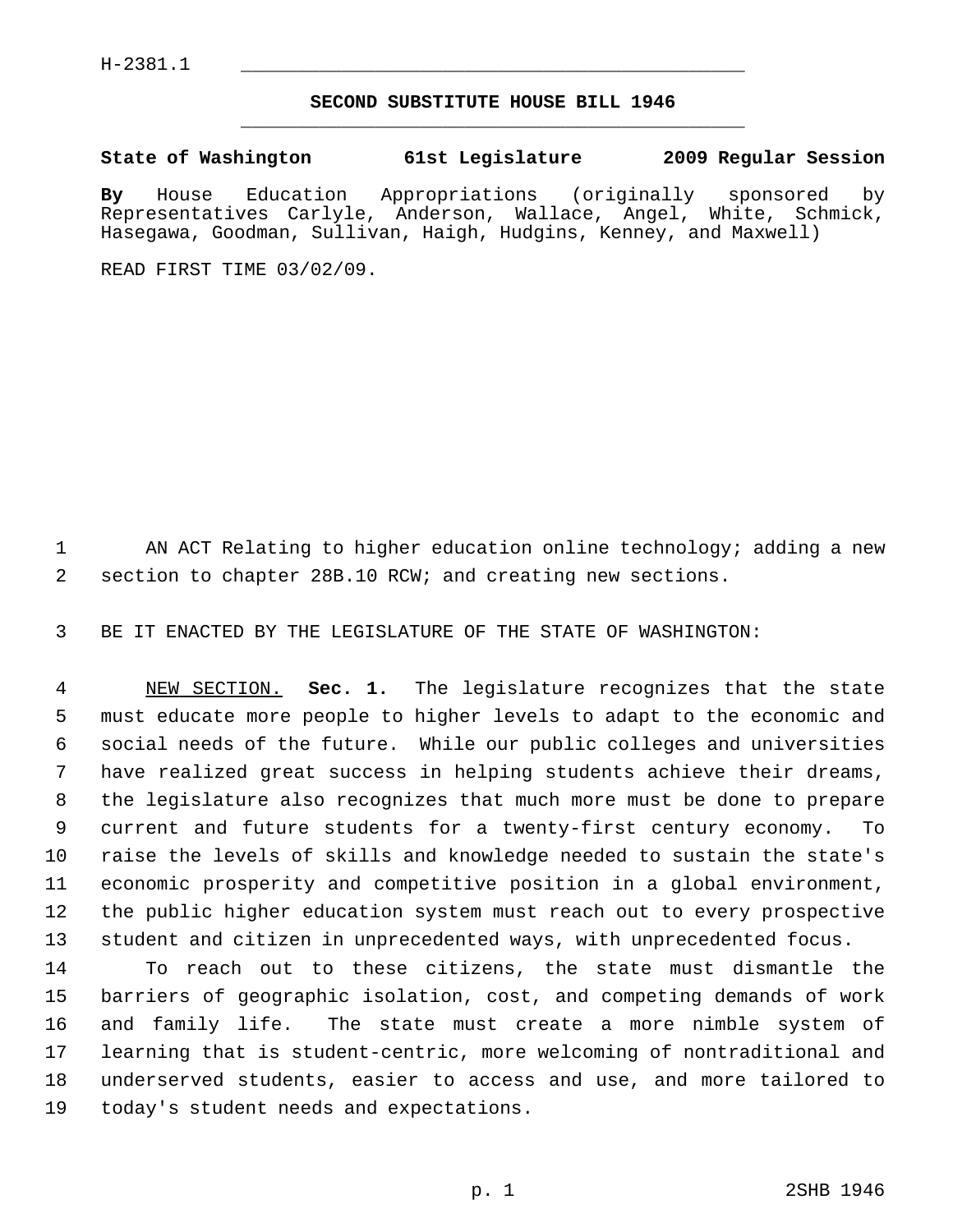H-2381.1

# SECOND SUBSTITUTE HOUSE BILL 1946

**State of Washington 61st Legislature 2009 Regular Session**

**By** House Education Appropriations (originally sponsored by Representatives Carlyle, Anderson, Wallace, Angel, White, Schmick, Hasegawa, Goodman, Sullivan, Haigh, Hudgins, Kenney, and Maxwell)

READ FIRST TIME 03/02/09.

AN ACT Relating to higher education online technology; adding a new section to chapter 28B.10 RCW; and creating new sections.

BE IT ENACTED BY THE LEGISLATURE OF THE STATE OF WASHINGTON:

NEW SECTION. **Sec. 1.** The legislature recognizes that the state must educate more people to higher levels to adapt to the economic and social needs of the future. While our public colleges and universities have realized great success in helping students achieve their dreams, the legislature also recognizes that much more must be done to prepare current and future students for a twenty-first century economy. To raise the levels of skills and knowledge needed to sustain the state's economic prosperity and competitive position in a global environment, the public higher education system must reach out to every prospective student and citizen in unprecedented ways, with unprecedented focus.

To reach out to these citizens, the state must dismantle the barriers of geographic isolation, cost, and competing demands of work and family life. The state must create a more nimble system of learning that is student-centric, more welcoming of nontraditional and underserved students, easier to access and use, and more tailored to today's student needs and expectations.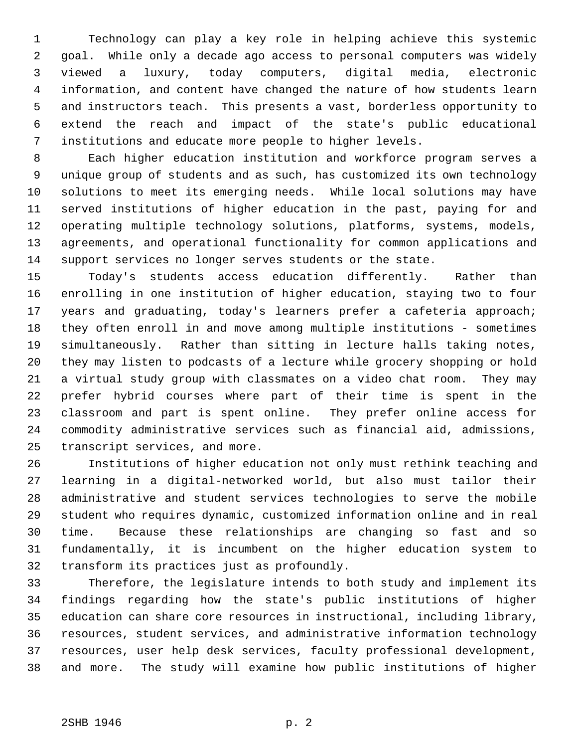Technology can play a key role in helping achieve this systemic goal. While only a decade ago access to personal computers was widely viewed a luxury, today computers, digital media, electronic information, and content have changed the nature of how students learn and instructors teach. This presents a vast, borderless opportunity to extend the reach and impact of the state's public educational institutions and educate more people to higher levels.

Each higher education institution and workforce program serves a unique group of students and as such, has customized its own technology solutions to meet its emerging needs. While local solutions may have served institutions of higher education in the past, paying for and operating multiple technology solutions, platforms, systems, models, agreements, and operational functionality for common applications and support services no longer serves students or the state.

Today's students access education differently. Rather than enrolling in one institution of higher education, staying two to four years and graduating, today's learners prefer a cafeteria approach; they often enroll in and move among multiple institutions - sometimes simultaneously. Rather than sitting in lecture halls taking notes, they may listen to podcasts of a lecture while grocery shopping or hold a virtual study group with classmates on a video chat room. They may prefer hybrid courses where part of their time is spent in the classroom and part is spent online. They prefer online access for commodity administrative services such as financial aid, admissions, transcript services, and more.

Institutions of higher education not only must rethink teaching and learning in a digital-networked world, but also must tailor their administrative and student services technologies to serve the mobile student who requires dynamic, customized information online and in real time. Because these relationships are changing so fast and so fundamentally, it is incumbent on the higher education system to transform its practices just as profoundly.

Therefore, the legislature intends to both study and implement its findings regarding how the state's public institutions of higher education can share core resources in instructional, including library, resources, student services, and administrative information technology resources, user help desk services, faculty professional development, and more. The study will examine how public institutions of higher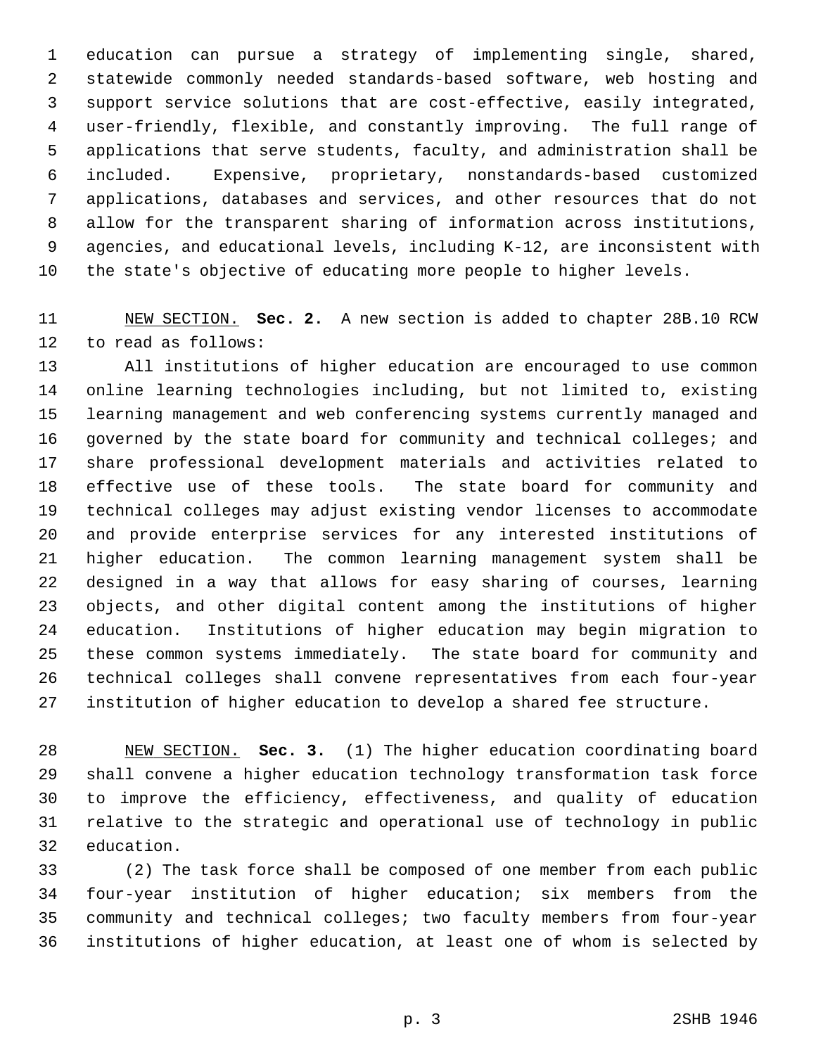education can pursue a strategy of implementing single, shared, statewide commonly needed standards-based software, web hosting and support service solutions that are cost-effective, easily integrated, user-friendly, flexible, and constantly improving. The full range of applications that serve students, faculty, and administration shall be included. Expensive, proprietary, nonstandards-based customized applications, databases and services, and other resources that do not allow for the transparent sharing of information across institutions, agencies, and educational levels, including K-12, are inconsistent with the state's objective of educating more people to higher levels.

NEW SECTION. **Sec. 2.** A new section is added to chapter 28B.10 RCW to read as follows:

All institutions of higher education are encouraged to use common online learning technologies including, but not limited to, existing learning management and web conferencing systems currently managed and governed by the state board for community and technical colleges; and share professional development materials and activities related to effective use of these tools. The state board for community and technical colleges may adjust existing vendor licenses to accommodate and provide enterprise services for any interested institutions of higher education. The common learning management system shall be designed in a way that allows for easy sharing of courses, learning objects, and other digital content among the institutions of higher education. Institutions of higher education may begin migration to these common systems immediately. The state board for community and technical colleges shall convene representatives from each four-year institution of higher education to develop a shared fee structure.

NEW SECTION. **Sec. 3.** (1) The higher education coordinating board shall convene a higher education technology transformation task force to improve the efficiency, effectiveness, and quality of education relative to the strategic and operational use of technology in public education.

(2) The task force shall be composed of one member from each public four-year institution of higher education; six members from the community and technical colleges; two faculty members from four-year institutions of higher education, at least one of whom is selected by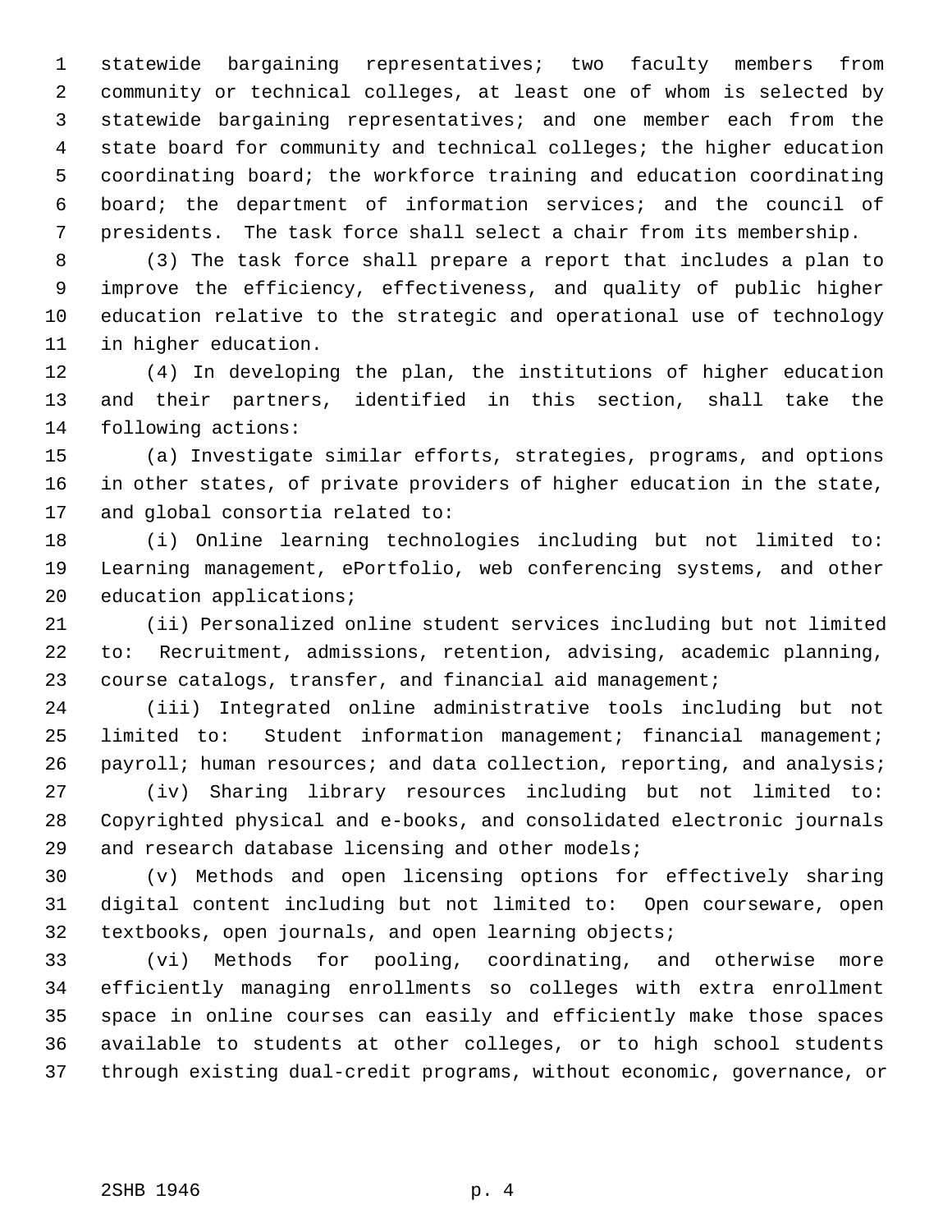statewide bargaining representatives; two faculty members from community or technical colleges, at least one of whom is selected by statewide bargaining representatives; and one member each from the state board for community and technical colleges; the higher education coordinating board; the workforce training and education coordinating board; the department of information services; and the council of presidents. The task force shall select a chair from its membership.

(3) The task force shall prepare a report that includes a plan to improve the efficiency, effectiveness, and quality of public higher education relative to the strategic and operational use of technology in higher education.

(4) In developing the plan, the institutions of higher education and their partners, identified in this section, shall take the following actions:

(a) Investigate similar efforts, strategies, programs, and options in other states, of private providers of higher education in the state, and global consortia related to:

(i) Online learning technologies including but not limited to: Learning management, ePortfolio, web conferencing systems, and other education applications;

(ii) Personalized online student services including but not limited to: Recruitment, admissions, retention, advising, academic planning, course catalogs, transfer, and financial aid management;

(iii) Integrated online administrative tools including but not limited to: Student information management; financial management; payroll; human resources; and data collection, reporting, and analysis;

(iv) Sharing library resources including but not limited to: Copyrighted physical and e-books, and consolidated electronic journals and research database licensing and other models;

(v) Methods and open licensing options for effectively sharing digital content including but not limited to: Open courseware, open textbooks, open journals, and open learning objects;

(vi) Methods for pooling, coordinating, and otherwise more efficiently managing enrollments so colleges with extra enrollment space in online courses can easily and efficiently make those spaces available to students at other colleges, or to high school students through existing dual-credit programs, without economic, governance, or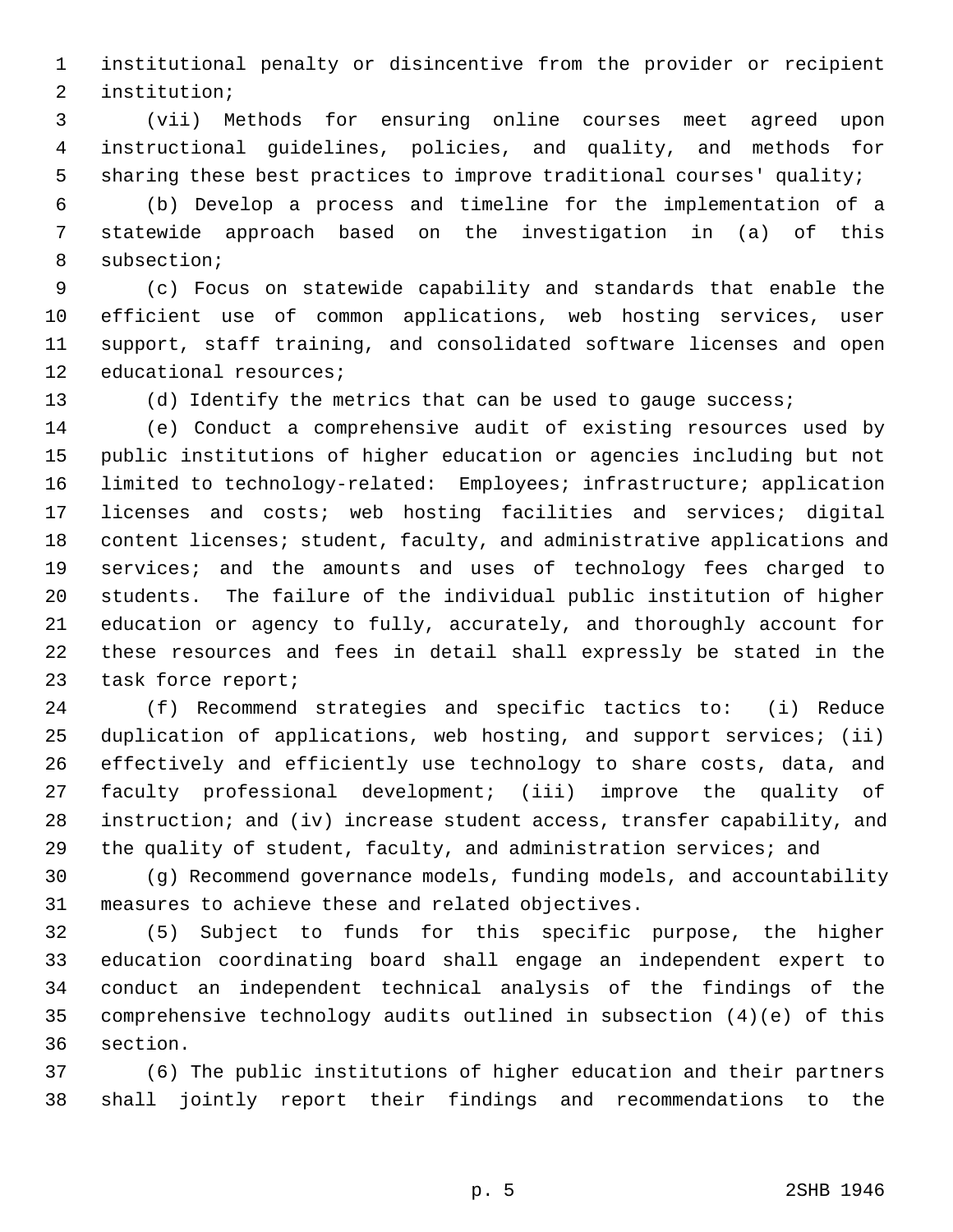institutional penalty or disincentive from the provider or recipient institution;

(vii) Methods for ensuring online courses meet agreed upon instructional guidelines, policies, and quality, and methods for sharing these best practices to improve traditional courses' quality;

(b) Develop a process and timeline for the implementation of a statewide approach based on the investigation in (a) of this subsection;

(c) Focus on statewide capability and standards that enable the efficient use of common applications, web hosting services, user support, staff training, and consolidated software licenses and open educational resources;

(d) Identify the metrics that can be used to gauge success;

(e) Conduct a comprehensive audit of existing resources used by public institutions of higher education or agencies including but not limited to technology-related: Employees; infrastructure; application licenses and costs; web hosting facilities and services; digital content licenses; student, faculty, and administrative applications and services; and the amounts and uses of technology fees charged to students. The failure of the individual public institution of higher education or agency to fully, accurately, and thoroughly account for these resources and fees in detail shall expressly be stated in the task force report;

(f) Recommend strategies and specific tactics to: (i) Reduce duplication of applications, web hosting, and support services; (ii) effectively and efficiently use technology to share costs, data, and faculty professional development; (iii) improve the quality of instruction; and (iv) increase student access, transfer capability, and the quality of student, faculty, and administration services; and

(g) Recommend governance models, funding models, and accountability measures to achieve these and related objectives.

(5) Subject to funds for this specific purpose, the higher education coordinating board shall engage an independent expert to conduct an independent technical analysis of the findings of the comprehensive technology audits outlined in subsection (4)(e) of this section.

(6) The public institutions of higher education and their partners shall jointly report their findings and recommendations to the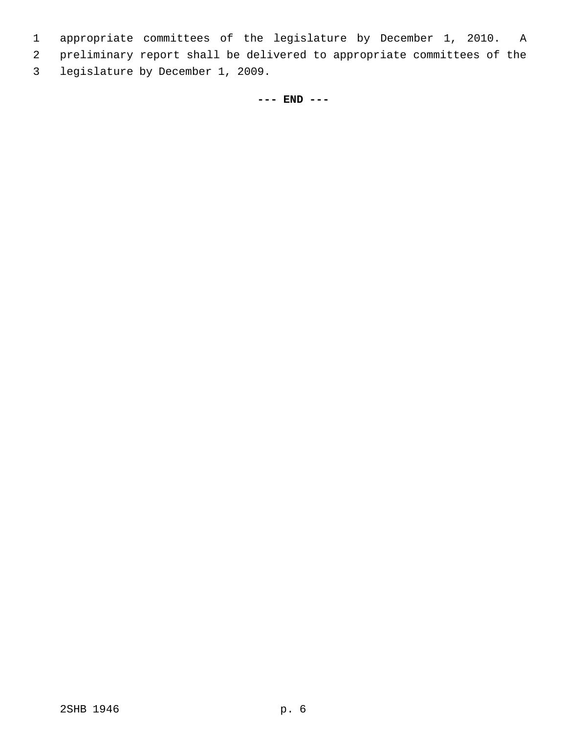appropriate committees of the legislature by December 1, 2010. A preliminary report shall be delivered to appropriate committees of the legislature by December 1, 2009.

**--- END ---**